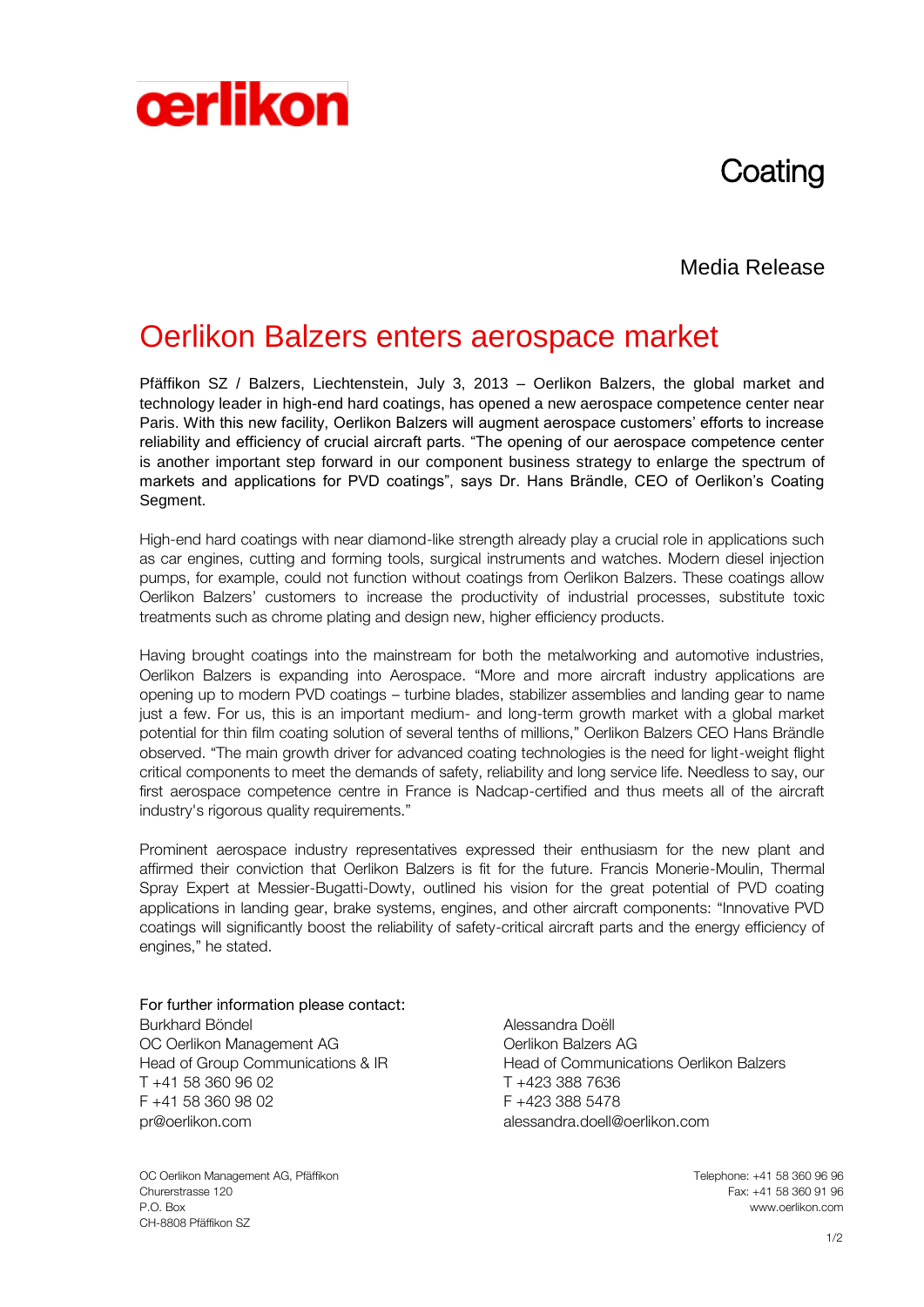œrlikon

Coating

Media Release

# Oerlikon Balzers enters aerospace market

Pfäffikon SZ / Balzers, Liechtenstein, July 3, 2013 – Oerlikon Balzers, the global market and technology leader in high-end hard coatings, has opened a new aerospace competence center near Paris. With this new facility, Oerlikon Balzers will augment aerospace customers' efforts to increase reliability and efficiency of crucial aircraft parts. "The opening of our aerospace competence center is another important step forward in our component business strategy to enlarge the spectrum of markets and applications for PVD coatings", says Dr. Hans Brändle, CEO of Oerlikon's Coating Segment.

High-end hard coatings with near diamond-like strength already play a crucial role in applications such as car engines, cutting and forming tools, surgical instruments and watches. Modern diesel injection pumps, for example, could not function without coatings from Oerlikon Balzers. These coatings allow Oerlikon Balzers' customers to increase the productivity of industrial processes, substitute toxic treatments such as chrome plating and design new, higher efficiency products.

Having brought coatings into the mainstream for both the metalworking and automotive industries, Oerlikon Balzers is expanding into Aerospace. "More and more aircraft industry applications are opening up to modern PVD coatings – turbine blades, stabilizer assemblies and landing gear to name just a few. For us, this is an important medium- and long-term growth market with a global market potential for thin film coating solution of several tenths of millions," Oerlikon Balzers CEO Hans Brändle observed. "The main growth driver for advanced coating technologies is the need for light-weight flight critical components to meet the demands of safety, reliability and long service life. Needless to say, our first aerospace competence centre in France is Nadcap-certified and thus meets all of the aircraft industry's rigorous quality requirements."

Prominent aerospace industry representatives expressed their enthusiasm for the new plant and affirmed their conviction that Oerlikon Balzers is fit for the future. Francis Monerie-Moulin, Thermal Spray Expert at Messier-Bugatti-Dowty, outlined his vision for the great potential of PVD coating applications in landing gear, brake systems, engines, and other aircraft components: "Innovative PVD coatings will significantly boost the reliability of safety-critical aircraft parts and the energy efficiency of engines," he stated.

For further information please contact:

Burkhard Böndel
OC Oerlikon Management AG
Head of Group Communications & IR
T +41 58 360 96 02
F +41 58 360 98 02
pr@oerlikon.com

Alessandra Doëll
Oerlikon Balzers AG
Head of Communications Oerlikon Balzers
T +423 388 7636
F +423 388 5478
alessandra.doell@oerlikon.com

OC Oerlikon Management AG, Pfäffikon
Churerstrasse 120
P.O. Box
CH-8808 Pfäffikon SZ

Telephone: +41 58 360 96 96
Fax: +41 58 360 91 96
www.oerlikon.com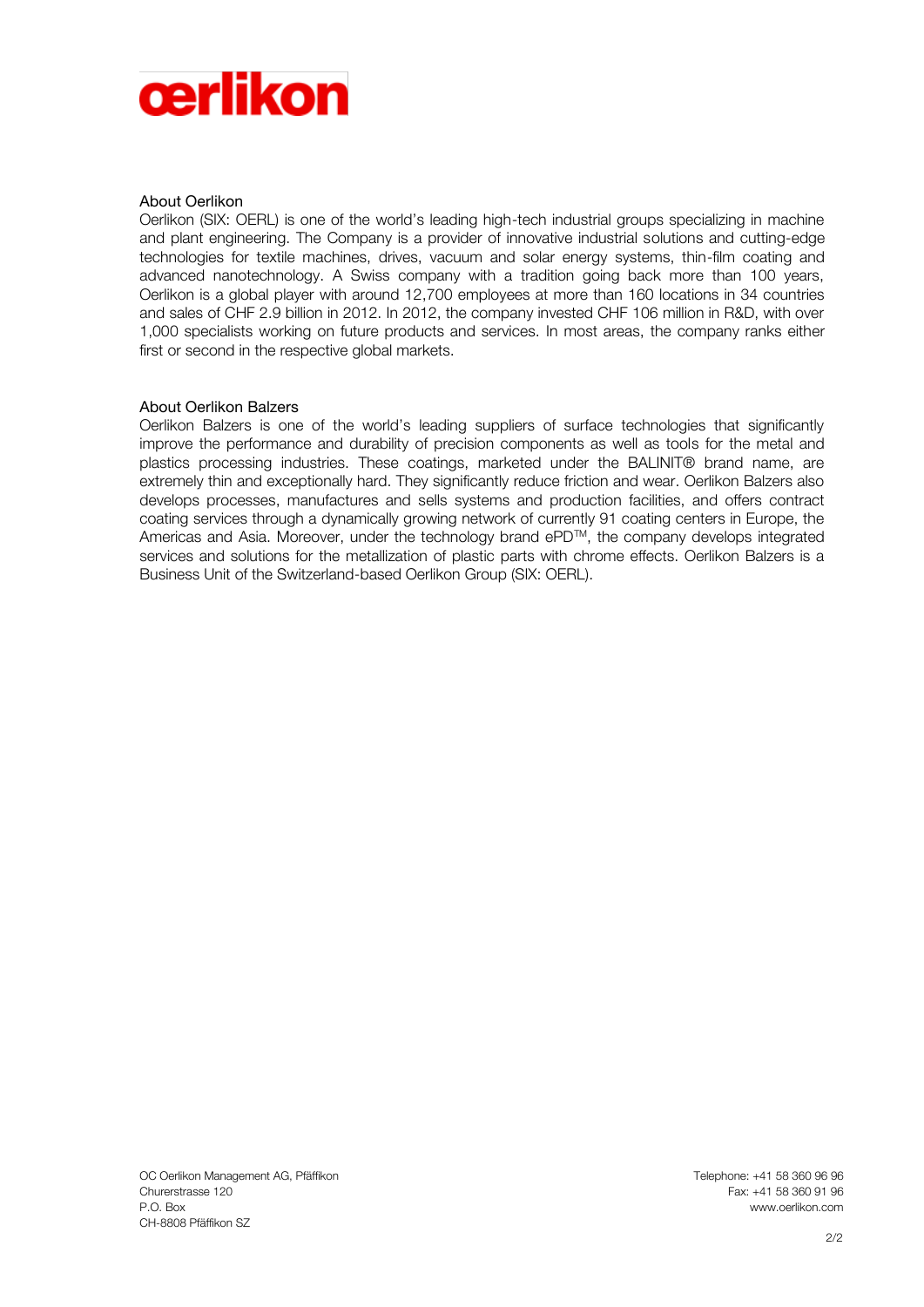## About Oerlikon

Oerlikon (SIX: OERL) is one of the world's leading high-tech industrial groups specializing in machine and plant engineering. The Company is a provider of innovative industrial solutions and cutting-edge technologies for textile machines, drives, vacuum and solar energy systems, thin-film coating and advanced nanotechnology. A Swiss company with a tradition going back more than 100 years, Oerlikon is a global player with around 12,700 employees at more than 160 locations in 34 countries and sales of CHF 2.9 billion in 2012. In 2012, the company invested CHF 106 million in R&D, with over 1,000 specialists working on future products and services. In most areas, the company ranks either first or second in the respective global markets.

## About Oerlikon Balzers

Oerlikon Balzers is one of the world's leading suppliers of surface technologies that significantly improve the performance and durability of precision components as well as tools for the metal and plastics processing industries. These coatings, marketed under the BALINIT® brand name, are extremely thin and exceptionally hard. They significantly reduce friction and wear. Oerlikon Balzers also develops processes, manufactures and sells systems and production facilities, and offers contract coating services through a dynamically growing network of currently 91 coating centers in Europe, the Americas and Asia. Moreover, under the technology brand ePD™, the company develops integrated services and solutions for the metallization of plastic parts with chrome effects. Oerlikon Balzers is a Business Unit of the Switzerland-based Oerlikon Group (SIX: OERL).

OC Oerlikon Management AG, Pfäffikon
Churerstrasse 120
P.O. Box
CH-8808 Pfäffikon SZ

Telephone: +41 58 360 96 96
Fax: +41 58 360 91 96
www.oerlikon.com